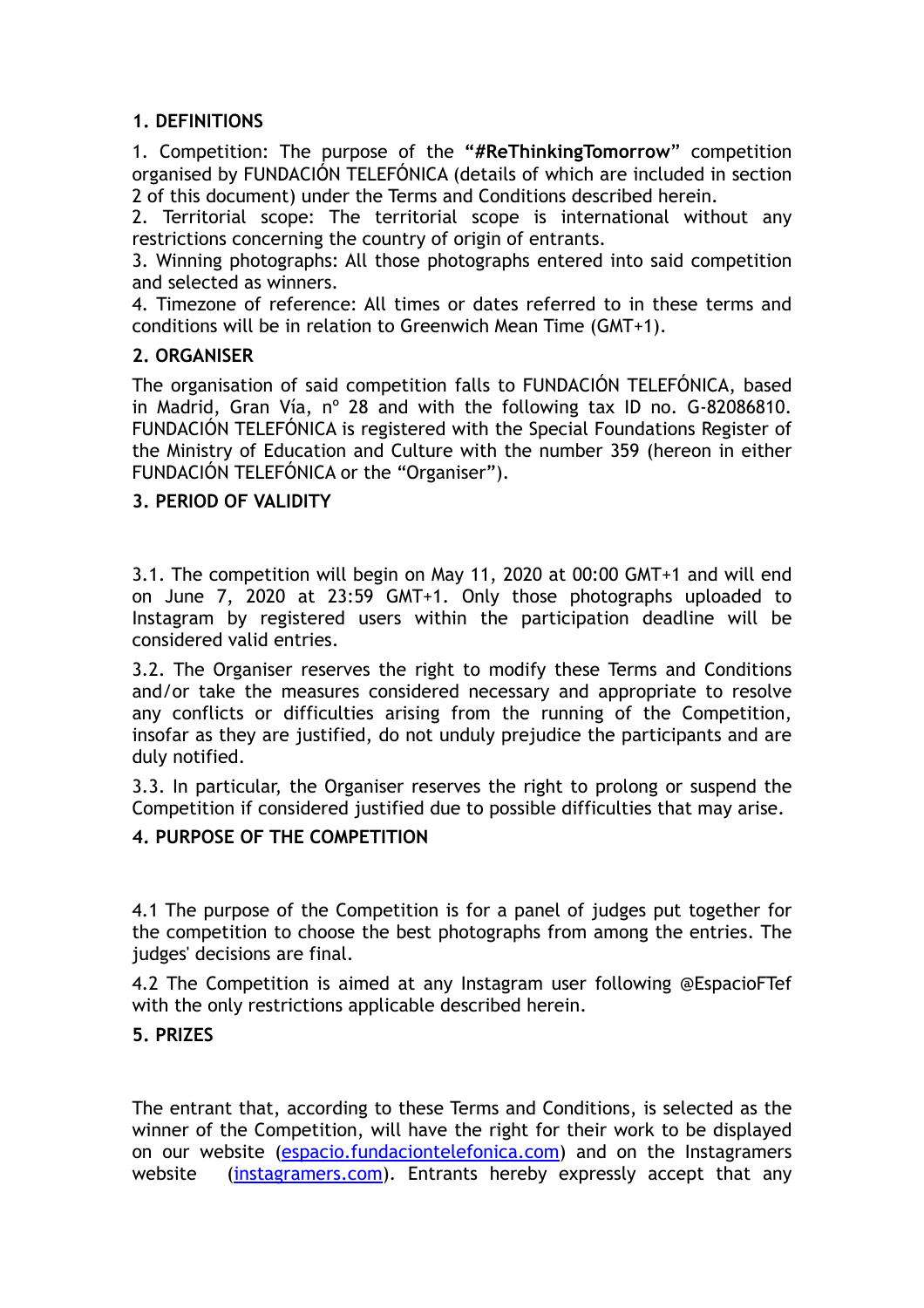## 1. DEFINITIONS

1. Competition: The purpose of the "**#ReThinkingTomorrow**" competition organised by FUNDACIÓN TELEFÓNICA (details of which are included in section 2 of this document) under the Terms and Conditions described herein.
2. Territorial scope: The territorial scope is international without any restrictions concerning the country of origin of entrants.
3. Winning photographs: All those photographs entered into said competition and selected as winners.
4. Timezone of reference: All times or dates referred to in these terms and conditions will be in relation to Greenwich Mean Time (GMT+1).

## 2. ORGANISER

The organisation of said competition falls to FUNDACIÓN TELEFÓNICA, based in Madrid, Gran Vía, nº 28 and with the following tax ID no. G-82086810. FUNDACIÓN TELEFÓNICA is registered with the Special Foundations Register of the Ministry of Education and Culture with the number 359 (hereon in either FUNDACIÓN TELEFÓNICA or the "Organiser").

## 3. PERIOD OF VALIDITY

3.1. The competition will begin on May 11, 2020 at 00:00 GMT+1 and will end on June 7, 2020 at 23:59 GMT+1. Only those photographs uploaded to Instagram by registered users within the participation deadline will be considered valid entries.

3.2. The Organiser reserves the right to modify these Terms and Conditions and/or take the measures considered necessary and appropriate to resolve any conflicts or difficulties arising from the running of the Competition, insofar as they are justified, do not unduly prejudice the participants and are duly notified.

3.3. In particular, the Organiser reserves the right to prolong or suspend the Competition if considered justified due to possible difficulties that may arise.

## 4. PURPOSE OF THE COMPETITION

4.1 The purpose of the Competition is for a panel of judges put together for the competition to choose the best photographs from among the entries. The judges' decisions are final.

4.2 The Competition is aimed at any Instagram user following @EspacioFTef with the only restrictions applicable described herein.

## 5. PRIZES

The entrant that, according to these Terms and Conditions, is selected as the winner of the Competition, will have the right for their work to be displayed on our website (espacio.fundaciontelefonica.com) and on the Instagramers website (instagramers.com). Entrants hereby expressly accept that any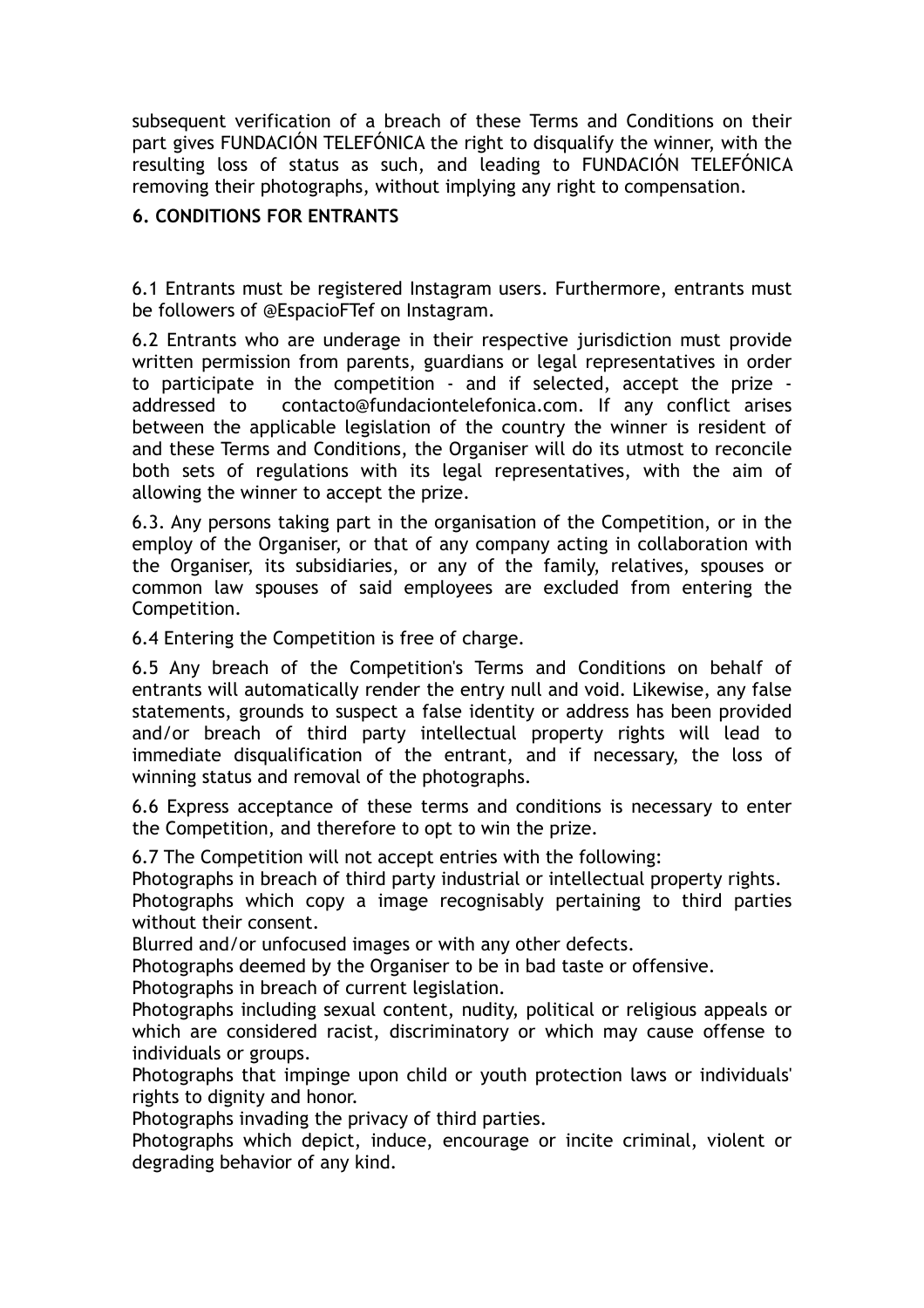subsequent verification of a breach of these Terms and Conditions on their part gives FUNDACIÓN TELEFÓNICA the right to disqualify the winner, with the resulting loss of status as such, and leading to FUNDACIÓN TELEFÓNICA removing their photographs, without implying any right to compensation.

## 6. CONDITIONS FOR ENTRANTS

6.1 Entrants must be registered Instagram users. Furthermore, entrants must be followers of @EspacioFTef on Instagram.

6.2 Entrants who are underage in their respective jurisdiction must provide written permission from parents, guardians or legal representatives in order to participate in the competition - and if selected, accept the prize - addressed to contacto@fundaciontelefonica.com. If any conflict arises between the applicable legislation of the country the winner is resident of and these Terms and Conditions, the Organiser will do its utmost to reconcile both sets of regulations with its legal representatives, with the aim of allowing the winner to accept the prize.

6.3. Any persons taking part in the organisation of the Competition, or in the employ of the Organiser, or that of any company acting in collaboration with the Organiser, its subsidiaries, or any of the family, relatives, spouses or common law spouses of said employees are excluded from entering the Competition.

6.4 Entering the Competition is free of charge.

6.5 Any breach of the Competition's Terms and Conditions on behalf of entrants will automatically render the entry null and void. Likewise, any false statements, grounds to suspect a false identity or address has been provided and/or breach of third party intellectual property rights will lead to immediate disqualification of the entrant, and if necessary, the loss of winning status and removal of the photographs.

6.6 Express acceptance of these terms and conditions is necessary to enter the Competition, and therefore to opt to win the prize.

6.7 The Competition will not accept entries with the following:
Photographs in breach of third party industrial or intellectual property rights.
Photographs which copy a image recognisably pertaining to third parties without their consent.
Blurred and/or unfocused images or with any other defects.
Photographs deemed by the Organiser to be in bad taste or offensive.
Photographs in breach of current legislation.
Photographs including sexual content, nudity, political or religious appeals or which are considered racist, discriminatory or which may cause offense to individuals or groups.
Photographs that impinge upon child or youth protection laws or individuals' rights to dignity and honor.
Photographs invading the privacy of third parties.
Photographs which depict, induce, encourage or incite criminal, violent or degrading behavior of any kind.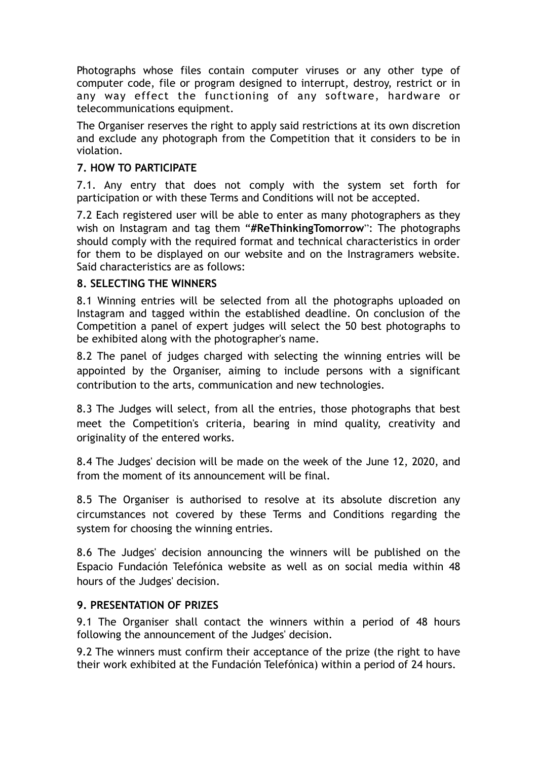Photographs whose files contain computer viruses or any other type of computer code, file or program designed to interrupt, destroy, restrict or in any way effect the functioning of any software, hardware or telecommunications equipment.

The Organiser reserves the right to apply said restrictions at its own discretion and exclude any photograph from the Competition that it considers to be in violation.

### 7. HOW TO PARTICIPATE

7.1. Any entry that does not comply with the system set forth for participation or with these Terms and Conditions will not be accepted.

7.2 Each registered user will be able to enter as many photographers as they wish on Instagram and tag them "**#ReThinkingTomorrow**": The photographs should comply with the required format and technical characteristics in order for them to be displayed on our website and on the Instragramers website. Said characteristics are as follows:

### 8. SELECTING THE WINNERS

8.1 Winning entries will be selected from all the photographs uploaded on Instagram and tagged within the established deadline. On conclusion of the Competition a panel of expert judges will select the 50 best photographs to be exhibited along with the photographer's name.

8.2 The panel of judges charged with selecting the winning entries will be appointed by the Organiser, aiming to include persons with a significant contribution to the arts, communication and new technologies.

8.3 The Judges will select, from all the entries, those photographs that best meet the Competition's criteria, bearing in mind quality, creativity and originality of the entered works.

8.4 The Judges' decision will be made on the week of the June 12, 2020, and from the moment of its announcement will be final.

8.5 The Organiser is authorised to resolve at its absolute discretion any circumstances not covered by these Terms and Conditions regarding the system for choosing the winning entries.

8.6 The Judges' decision announcing the winners will be published on the Espacio Fundación Telefónica website as well as on social media within 48 hours of the Judges' decision.

### 9. PRESENTATION OF PRIZES

9.1 The Organiser shall contact the winners within a period of 48 hours following the announcement of the Judges' decision.

9.2 The winners must confirm their acceptance of the prize (the right to have their work exhibited at the Fundación Telefónica) within a period of 24 hours.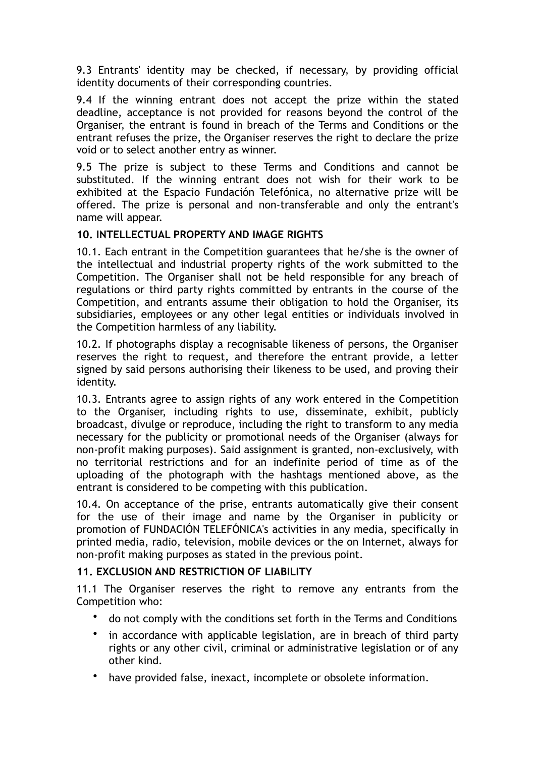9.3 Entrants' identity may be checked, if necessary, by providing official identity documents of their corresponding countries.

9.4 If the winning entrant does not accept the prize within the stated deadline, acceptance is not provided for reasons beyond the control of the Organiser, the entrant is found in breach of the Terms and Conditions or the entrant refuses the prize, the Organiser reserves the right to declare the prize void or to select another entry as winner.

9.5 The prize is subject to these Terms and Conditions and cannot be substituted. If the winning entrant does not wish for their work to be exhibited at the Espacio Fundación Telefónica, no alternative prize will be offered. The prize is personal and non-transferable and only the entrant's name will appear.

## 10. INTELLECTUAL PROPERTY AND IMAGE RIGHTS

10.1. Each entrant in the Competition guarantees that he/she is the owner of the intellectual and industrial property rights of the work submitted to the Competition. The Organiser shall not be held responsible for any breach of regulations or third party rights committed by entrants in the course of the Competition, and entrants assume their obligation to hold the Organiser, its subsidiaries, employees or any other legal entities or individuals involved in the Competition harmless of any liability.

10.2. If photographs display a recognisable likeness of persons, the Organiser reserves the right to request, and therefore the entrant provide, a letter signed by said persons authorising their likeness to be used, and proving their identity.

10.3. Entrants agree to assign rights of any work entered in the Competition to the Organiser, including rights to use, disseminate, exhibit, publicly broadcast, divulge or reproduce, including the right to transform to any media necessary for the publicity or promotional needs of the Organiser (always for non-profit making purposes). Said assignment is granted, non-exclusively, with no territorial restrictions and for an indefinite period of time as of the uploading of the photograph with the hashtags mentioned above, as the entrant is considered to be competing with this publication.

10.4. On acceptance of the prise, entrants automatically give their consent for the use of their image and name by the Organiser in publicity or promotion of FUNDACIÓN TELEFÓNICA's activities in any media, specifically in printed media, radio, television, mobile devices or the on Internet, always for non-profit making purposes as stated in the previous point.

## 11. EXCLUSION AND RESTRICTION OF LIABILITY

11.1 The Organiser reserves the right to remove any entrants from the Competition who:

- do not comply with the conditions set forth in the Terms and Conditions
- in accordance with applicable legislation, are in breach of third party rights or any other civil, criminal or administrative legislation or of any other kind.
- have provided false, inexact, incomplete or obsolete information.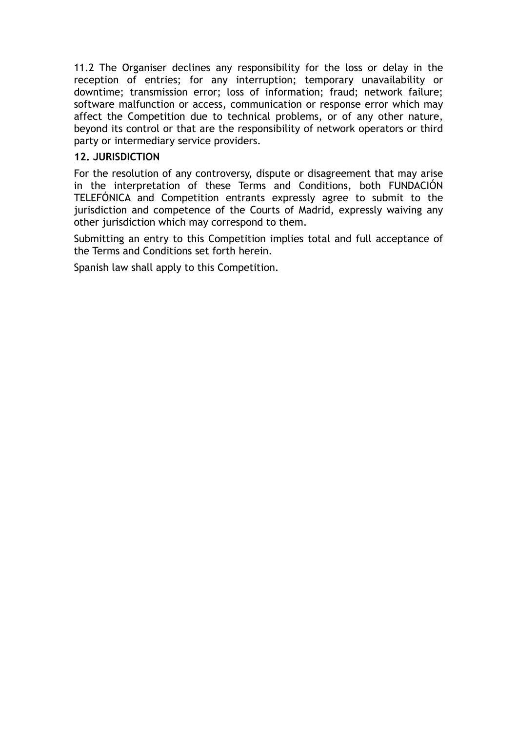11.2 The Organiser declines any responsibility for the loss or delay in the reception of entries; for any interruption; temporary unavailability or downtime; transmission error; loss of information; fraud; network failure; software malfunction or access, communication or response error which may affect the Competition due to technical problems, or of any other nature, beyond its control or that are the responsibility of network operators or third party or intermediary service providers.

**12. JURISDICTION**

For the resolution of any controversy, dispute or disagreement that may arise in the interpretation of these Terms and Conditions, both FUNDACIÓN TELEFÓNICA and Competition entrants expressly agree to submit to the jurisdiction and competence of the Courts of Madrid, expressly waiving any other jurisdiction which may correspond to them.

Submitting an entry to this Competition implies total and full acceptance of the Terms and Conditions set forth herein.

Spanish law shall apply to this Competition.